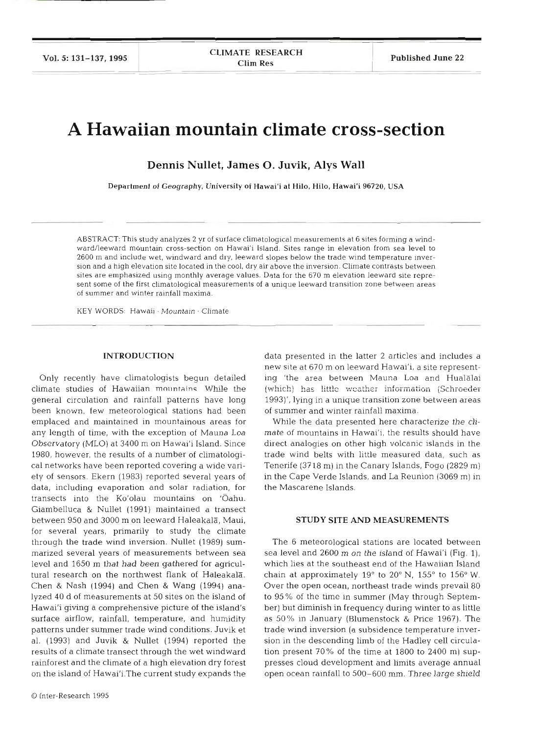# A Hawaiian mountain climate cross-section

**Dennis Nullet, James O. Juvik, Alys Wall**

Department of Geography, University of Hawai'i at Hilo, Hilo, Hawai'i 96720, USA

ABSTRACT: This study analyzes 2 yr of surface climatological measurements at 6 sites forming a windward/leeward mountain cross-section on Hawai'i Island. Sites range in elevation from sea level to 2600 m and include wet, windward and dry, leeward slopes below the trade wind temperature inversion and a high elevation site located in the cool, dry air above the inversion. Climate contrasts between sites are emphasized using monthly average values. Data for the 670 m elevation leeward site represent some of the first climatological measurements of a unique leeward transition zone between areas of summer and winter rainfall maxima.

KEY WORDS: Hawaii · Mountain · Climate

## INTRODUCTION

Only recently have climatologists begun detailed climate studies of Hawaiian mountains. While the general circulation and rainfall patterns have long been known, few meteorological stations had been emplaced and maintained in mountainous areas for any length of time, with the exception of Mauna Loa Observatory (MLO) at 3400 m on Hawai'i Island. Since 1980, however, the results of a number of climatological networks have been reported covering a wide variety of sensors. Ekern (1983) reported several years of data, including evaporation and solar radiation, for transects into the Ko'olau mountains on 'Ōahu. Giambelluca & Nullet (1991) maintained a transect between 950 and 3000 m on leeward Haleakalā, Maui, for several years, primarily to study the climate through the trade wind inversion. Nullet (1989) summarized several years of measurements between sea level and 1650 m that had been gathered for agricultural research on the northwest flank of Haleakalā. Chen & Nash (1994) and Chen & Wang (1994) analyzed 40 d of measurements at 50 sites on the island of Hawai'i giving a comprehensive picture of the island's surface airflow, rainfall, temperature, and humidity patterns under summer trade wind conditions. Juvik et al. (1993) and Juvik & Nullet (1994) reported the results of a climate transect through the wet windward rainforest and the climate of a high elevation dry forest on the island of Hawai'i.The current study expands the data presented in the latter 2 articles and includes a new site at 670 m on leeward Hawai'i, a site representing 'the area between Mauna Loa and Hualālai (which) has little weather information (Schroeder 1993)', lying in a unique transition zone between areas of summer and winter rainfall maxima.

While the data presented here characterize the climate of mountains in Hawai'i, the results should have direct analogies on other high volcanic islands in the trade wind belts with little measured data, such as Tenerife (3718 m) in the Canary Islands, Fogo (2829 m) in the Cape Verde Islands, and La Reunion (3069 m) in the Mascarene Islands.

## STUDY SITE AND MEASUREMENTS

The 6 meteorological stations are located between sea level and 2600 m on the island of Hawai'i (Fig. 1), which lies at the southeast end of the Hawaiian Island chain at approximately 19° to 20° N, 155° to 156° W. Over the open ocean, northeast trade winds prevail 80 to 95% of the time in summer (May through September) but diminish in frequency during winter to as little as 50% in January (Blumenstock & Price 1967). The trade wind inversion (a subsidence temperature inversion in the descending limb of the Hadley cell circulation present 70% of the time at 1800 to 2400 m) suppresses cloud development and limits average annual open ocean rainfall to 500–600 mm. Three large shield

© Inter-Research 1995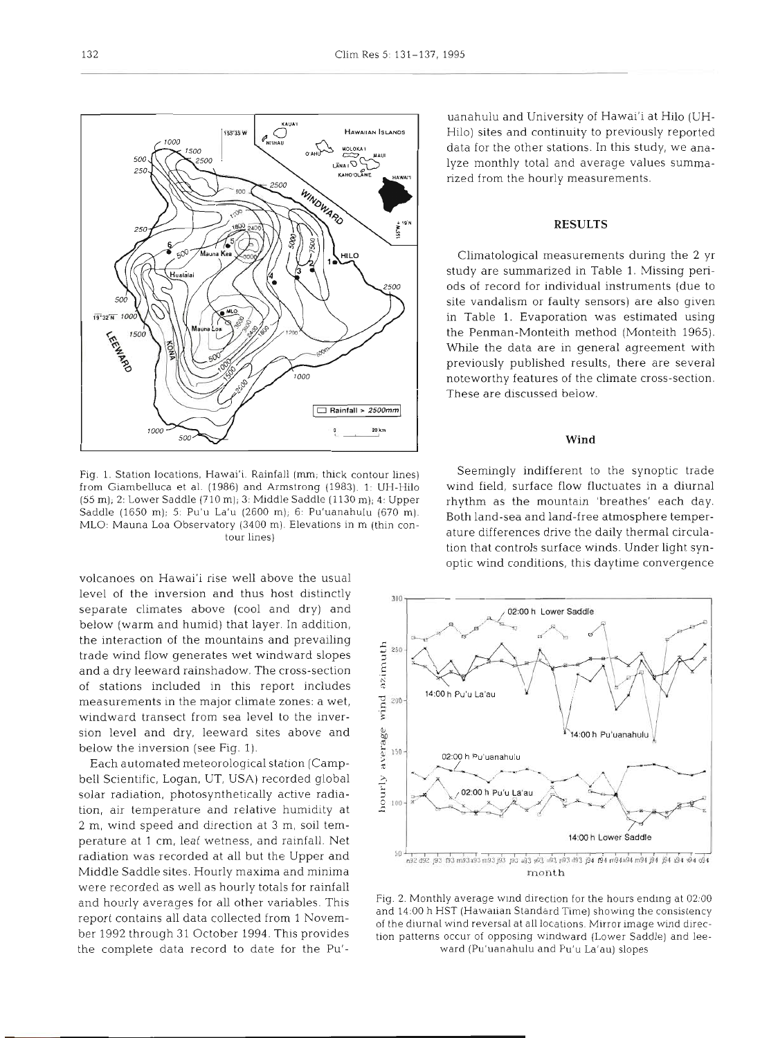Fig. 1. Station locations, Hawai'i. Rainfall (mm; thick contour lines) from Giambelluca et al. (1986) and Armstrong (1983). 1: UH-Hilo (55 m); 2: Lower Saddle (710 m); 3: Middle Saddle (1130 m); 4: Upper Saddle (1650 m); 5: Pu'u La'u (2600 m); 6: Pu'uanahulu (670 m). MLO: Mauna Loa Observatory (3400 m). Elevations in m (thin contour lines)

volcanoes on Hawai'i rise well above the usual level of the inversion and thus host distinctly separate climates above (cool and dry) and below (warm and humid) that layer. In addition, the interaction of the mountains and prevailing trade wind flow generates wet windward slopes and a dry leeward rainshadow. The cross-section of stations included in this report includes measurements in the major climate zones: a wet, windward transect from sea level to the inversion level and dry, leeward sites above and below the inversion (see Fig. 1).

Each automated meteorological station (Campbell Scientific, Logan, UT, USA) recorded global solar radiation, photosynthetically active radiation, air temperature and relative humidity at 2 m, wind speed and direction at 3 m, soil temperature at 1 cm, leaf wetness, and rainfall. Net radiation was recorded at all but the Upper and Middle Saddle sites. Hourly maxima and minima were recorded as well as hourly totals for rainfall and hourly averages for all other variables. This report contains all data collected from 1 November 1992 through 31 October 1994. This provides the complete data record to date for the Pu'uanahulu and University of Hawai'i at Hilo (UH-Hilo) sites and continuity to previously reported data for the other stations. In this study, we analyze monthly total and average values summarized from the hourly measurements.

## RESULTS

Climatological measurements during the 2 yr study are summarized in Table 1. Missing periods of record for individual instruments (due to site vandalism or faulty sensors) are also given in Table 1. Evaporation was estimated using the Penman-Monteith method (Monteith 1965). While the data are in general agreement with previously published results, there are several noteworthy features of the climate cross-section. These are discussed below.

### Wind

Seemingly indifferent to the synoptic trade wind field, surface flow fluctuates in a diurnal rhythm as the mountain 'breathes' each day. Both land-sea and land-free atmosphere temperature differences drive the daily thermal circulation that controls surface winds. Under light synoptic wind conditions, this daytime convergence

Fig. 2. Monthly average wind direction for the hours ending at 02:00 and 14:00 h HST (Hawaiian Standard Time) showing the consistency of the diurnal wind reversal at all locations. Mirror image wind direction patterns occur of opposing windward (Lower Saddle) and leeward (Pu'uanahulu and Pu'u La'au) slopes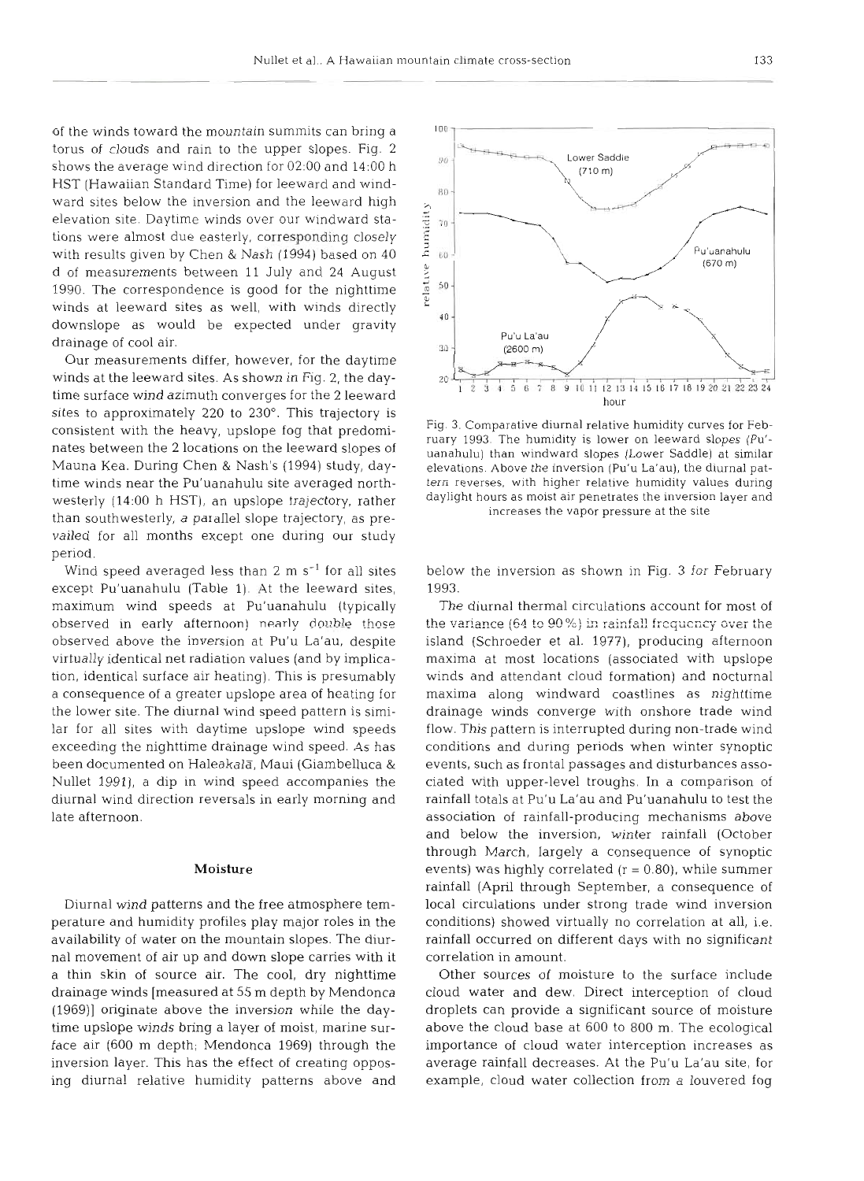of the winds toward the mountain summits can bring a torus of clouds and rain to the upper slopes. Fig. 2 shows the average wind direction for 02:00 and 14:00 h HST (Hawaiian Standard Time) for leeward and windward sites below the inversion and the leeward high elevation site. Daytime winds over our windward stations were almost due easterly, corresponding closely with results given by Chen & Nash (1994) based on 40 d of measurements between 11 July and 24 August 1990. The correspondence is good for the nighttime winds at leeward sites as well, with winds directly downslope as would be expected under gravity drainage of cool air.

Our measurements differ, however, for the daytime winds at the leeward sites. As shown in Fig. 2, the daytime surface wind azimuth converges for the 2 leeward sites to approximately 220 to 230°. This trajectory is consistent with the heavy, upslope fog that predominates between the 2 locations on the leeward slopes of Mauna Kea. During Chen & Nash's (1994) study, daytime winds near the Pu'uanahulu site averaged northwesterly (14:00 h HST), an upslope trajectory, rather than southwesterly, a parallel slope trajectory, as prevailed for all months except one during our study period.

Wind speed averaged less than 2 m $s^{-1}$ for all sites except Pu'uanahulu (Table 1). At the leeward sites, maximum wind speeds at Pu'uanahulu (typically observed in early afternoon) nearly double those observed above the inversion at Pu'u La'au, despite virtually identical net radiation values (and by implication, identical surface air heating). This is presumably a consequence of a greater upslope area of heating for the lower site. The diurnal wind speed pattern is similar for all sites with daytime upslope wind speeds exceeding the nighttime drainage wind speed. As has been documented on Haleakalā, Maui (Giambelluca & Nullet 1991), a dip in wind speed accompanies the diurnal wind direction reversals in early morning and late afternoon.

## Moisture

Diurnal wind patterns and the free atmosphere temperature and humidity profiles play major roles in the availability of water on the mountain slopes. The diurnal movement of air up and down slope carries with it a thin skin of source air. The cool, dry nighttime drainage winds [measured at 55 m depth by Mendonca (1969)] originate above the inversion while the daytime upslope winds bring a layer of moist, marine surface air (600 m depth; Mendonca 1969) through the inversion layer. This has the effect of creating opposing diurnal relative humidity patterns above and below the inversion as shown in Fig. 3 for February 1993.

Fig. 3. Comparative diurnal relative humidity curves for February 1993. The humidity is lower on leeward slopes (Pu'uanahulu) than windward slopes (Lower Saddle) at similar elevations. Above the inversion (Pu'u La'au), the diurnal pattern reverses, with higher relative humidity values during daylight hours as moist air penetrates the inversion layer and increases the vapor pressure at the site

The diurnal thermal circulations account for most of the variance (64 to 90%) in rainfall frequency over the island (Schroeder et al. 1977), producing afternoon maxima at most locations (associated with upslope winds and attendant cloud formation) and nocturnal maxima along windward coastlines as nighttime drainage winds converge with onshore trade wind flow. This pattern is interrupted during non-trade wind conditions and during periods when winter synoptic events, such as frontal passages and disturbances associated with upper-level troughs. In a comparison of rainfall totals at Pu'u La'au and Pu'uanahulu to test the association of rainfall-producing mechanisms above and below the inversion, winter rainfall (October through March, largely a consequence of synoptic events) was highly correlated ($r = 0.80$), while summer rainfall (April through September, a consequence of local circulations under strong trade wind inversion conditions) showed virtually no correlation at all, i.e. rainfall occurred on different days with no significant correlation in amount.

Other sources of moisture to the surface include cloud water and dew. Direct interception of cloud droplets can provide a significant source of moisture above the cloud base at 600 to 800 m. The ecological importance of cloud water interception increases as average rainfall decreases. At the Pu'u La'au site, for example, cloud water collection from a louvered fog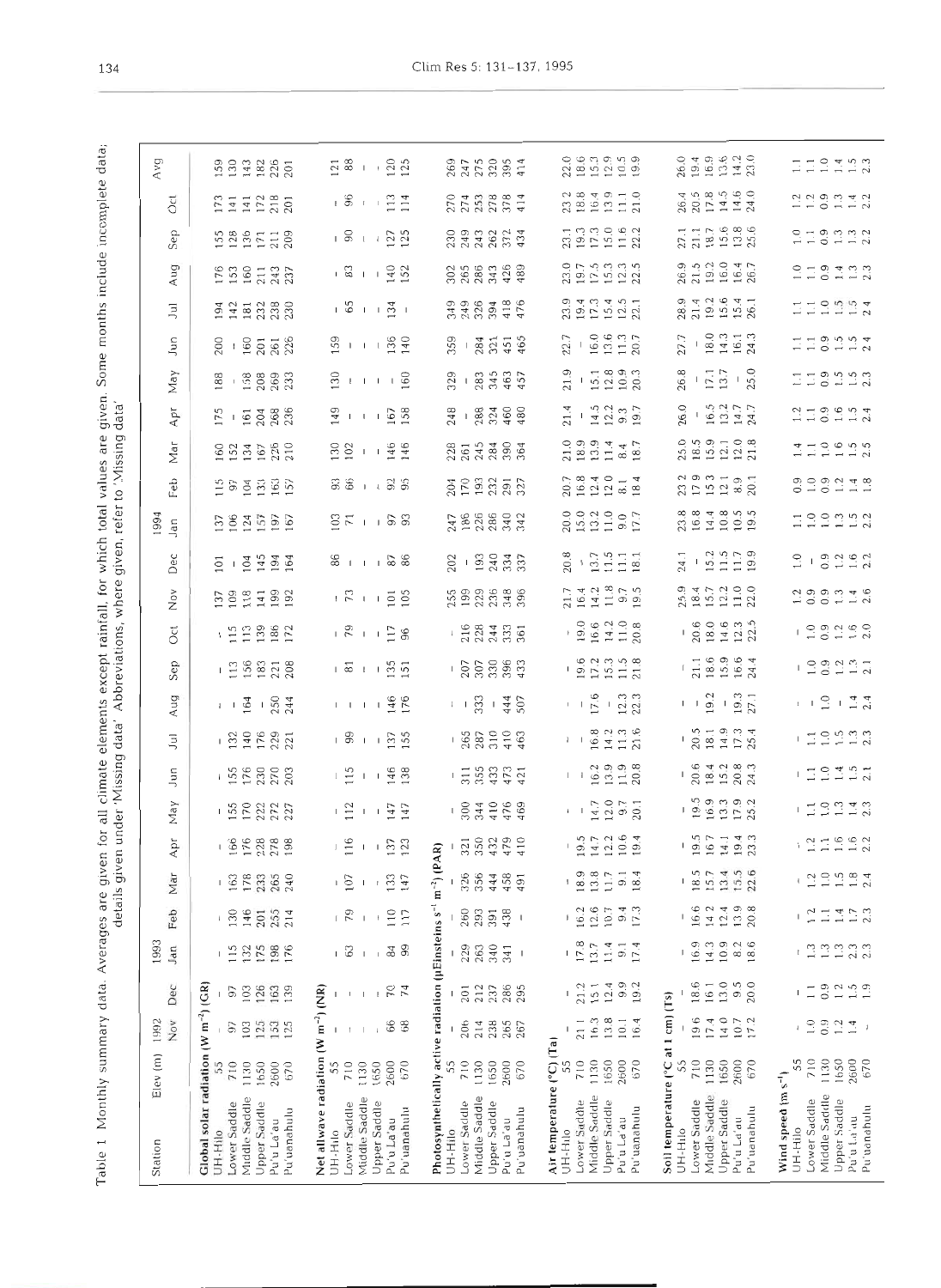Table 1. Monthly summary data. Averages are given for all climate elements except rainfall, for which total values are given. Some months include incomplete data; details given under 'Missing data'. Abbreviations, where given, refer to 'Missing data'

| Station | Elev (m) | 1992 Nov | Dec | 1993 Jan | Feb | Mar | Apr | May | Jun | Jul | Aug | Sep | Oct | Nov | Dec | 1994 Jan | Feb | Mar | Apr | May | Jun | Jul | Aug | Sep | Oct | Avg |
|---|---|---|---|---|---|---|---|---|---|---|---|---|---|---|---|---|---|---|---|---|---|---|---|---|---|---|
| **Global solar radiation (W m$^{-2}$) (GR)** | | | | | | | | | | | | | | | | | | | | | | | | | | |
| UH-Hilo | 55 | - | - | - | - | - | - | - | - | - | - | - | - | 137 | 101 | 137 | 115 | 160 | 175 | 188 | 200 | 194 | 176 | 155 | 173 | 159 |
| Lower Saddle | 710 | 97 | 97 | 115 | 130 | 163 | 166 | 155 | 155 | 132 | - | 113 | 115 | 109 | - | 106 | 97 | 152 | - | - | - | 142 | 153 | 128 | 141 | 130 |
| Middle Saddle | 1130 | 103 | 103 | 132 | 146 | 178 | 176 | 170 | 176 | 140 | 164 | 156 | 113 | 118 | 104 | 124 | 104 | 134 | 161 | 158 | 160 | 181 | 160 | 136 | 141 | 143 |
| Upper Saddle | 1650 | 125 | 126 | 175 | 201 | 233 | 228 | 222 | 230 | 176 | - | 183 | 139 | 141 | 145 | 157 | 131 | 167 | 204 | 208 | 201 | 232 | 211 | 171 | 172 | 182 |
| Pu'u La'au | 2600 | 153 | 163 | 198 | 255 | 265 | 278 | 272 | 270 | 229 | 250 | 221 | 186 | 199 | 194 | 197 | 163 | 226 | 268 | 269 | 261 | 238 | 243 | 211 | 218 | 226 |
| Pu'uanahulu | 670 | 125 | 139 | 176 | 214 | 240 | 198 | 227 | 203 | 221 | 244 | 208 | 172 | 192 | 164 | 167 | 157 | 210 | 236 | 233 | 226 | 230 | 237 | 209 | 201 | 201 |
| **Net allwave radiation (W m$^{-2}$) (NR)** | | | | | | | | | | | | | | | | | | | | | | | | | | |
| UH-Hilo | 55 | - | - | - | - | - | - | - | - | - | - | - | - | - | 86 | 103 | 93 | 130 | 149 | 130 | 159 | - | - | - | - | 121 |
| Lower Saddle | 710 | - | - | 63 | 79 | 107 | 116 | 112 | 115 | 99 | - | 81 | 79 | 73 | - | 71 | 66 | 102 | - | - | - | 65 | 83 | 90 | 96 | 88 |
| Middle Saddle | 1130 | - | - | - | - | - | - | - | - | - | - | - | - | - | - | - | - | - | - | - | - | - | - | - | - | - |
| Upper Saddle | 1650 | - | - | - | - | - | - | - | - | - | - | - | - | - | - | - | - | - | - | - | - | - | - | - | - | - |
| Pu'u La'au | 2600 | 66 | 70 | 84 | 110 | 133 | 137 | 147 | 146 | 137 | 146 | 135 | 117 | 101 | 87 | 97 | 92 | 146 | 167 | - | 136 | 134 | 140 | 127 | 113 | 120 |
| Pu'uanahulu | 670 | 68 | 74 | 99 | 117 | 147 | 123 | 147 | 138 | 155 | 176 | 151 | 96 | 105 | 86 | 93 | 95 | 146 | 158 | 160 | 140 | - | 152 | 125 | 114 | 125 |
| **Photosynthetically active radiation (µEinsteins s$^{-1}$ m$^{-2}$) (PAR)** | | | | | | | | | | | | | | | | | | | | | | | | | | |
| UH-Hilo | 55 | - | - | - | - | - | - | - | - | - | - | - | - | 255 | 202 | 247 | 204 | 228 | 248 | 329 | 359 | 349 | 302 | 230 | 270 | 269 |
| Lower Saddle | 710 | 206 | 201 | 229 | 260 | 326 | 321 | 300 | 311 | 265 | - | 207 | 216 | 199 | - | 186 | 170 | 261 | - | - | - | 249 | 265 | 249 | 274 | 247 |
| Middle Saddle | 1130 | 214 | 212 | 263 | 293 | 356 | 350 | 344 | 355 | 287 | 333 | 307 | 228 | 229 | 193 | 226 | 193 | 245 | 288 | 283 | 284 | 326 | 286 | 243 | 253 | 275 |
| Upper Saddle | 1650 | 238 | 237 | 340 | 391 | 444 | 432 | 410 | 433 | 310 | - | 330 | 244 | 236 | 240 | 286 | 232 | 284 | 324 | 345 | 321 | 394 | 343 | 262 | 278 | 320 |
| Pu'u La'au | 2600 | 265 | 286 | 341 | 438 | 458 | 479 | 476 | 473 | 410 | 444 | 396 | 333 | 348 | 334 | 340 | 291 | 390 | 460 | 463 | 451 | 418 | 426 | 372 | 378 | 395 |
| Pu'uanahulu | 670 | 267 | 295 | - | - | 491 | 410 | 469 | 421 | 463 | 507 | 433 | 361 | 396 | 337 | 342 | 327 | 364 | 480 | 457 | 465 | 476 | 489 | 434 | 414 | 414 |
| **Air temperature (°C) (Ta)** | | | | | | | | | | | | | | | | | | | | | | | | | | |
| UH-Hilo | 55 | - | - | - | - | - | - | - | - | - | - | - | - | 21.7 | 20.8 | 20.0 | 20.7 | 21.0 | 21.4 | 21.9 | 22.7 | 23.9 | 23.0 | 23.1 | 23.2 | 22.0 |
| Lower Saddle | 710 | 21.1 | 21.2 | 17.8 | 16.2 | 18.9 | 19.5 | - | - | - | - | 19.6 | 19.0 | 16.4 | - | 15.0 | 16.8 | 18.9 | - | - | - | 19.4 | 19.7 | 19.3 | 18.8 | 18.6 |
| Middle Saddle | 1130 | 16.3 | 15.1 | 13.7 | 12.6 | 13.8 | 14.7 | 14.7 | 16.2 | 16.8 | 17.6 | 17.2 | 16.6 | 14.2 | 13.7 | 13.2 | 12.4 | 13.9 | 14.5 | 15.1 | 16.0 | 17.3 | 17.5 | 17.3 | 16.4 | 15.3 |
| Upper Saddle | 1650 | 13.8 | 12.4 | 11.4 | 10.7 | 11.7 | 12.2 | 12.0 | 13.9 | 14.2 | - | 15.3 | 14.2 | 11.8 | 11.5 | 11.0 | 12.0 | 11.4 | 12.2 | 12.8 | 13.6 | 15.4 | 15.3 | 15.0 | 13.9 | 12.9 |
| Pu'u La'au | 2600 | 10.1 | 9.9 | 9.1 | 9.4 | 9.1 | 10.6 | 9.7 | 11.9 | 11.3 | 12.3 | 11.5 | 11.0 | 9.7 | 11.1 | 9.0 | 8.1 | 8.4 | 9.3 | 10.9 | 11.3 | 12.5 | 12.3 | 11.6 | 11.1 | 10.5 |
| Pu'uanahulu | 670 | 16.4 | 19.2 | 17.4 | 17.3 | 18.4 | 19.4 | 20.1 | 20.8 | 21.6 | 22.3 | 21.8 | 20.8 | 19.5 | 18.1 | 17.7 | 18.4 | 18.7 | 19.7 | 20.3 | 20.7 | 22.1 | 22.5 | 22.2 | 21.0 | 19.9 |
| **Soil temperature (°C at 1 cm) (Ts)** | | | | | | | | | | | | | | | | | | | | | | | | | | |
| UH-Hilo | 55 | - | - | - | - | - | - | - | - | - | - | - | - | 25.9 | 24.1 | 23.8 | 23.2 | 25.0 | 26.0 | 26.8 | 27.7 | 28.9 | 26.9 | 27.1 | 26.4 | 26.0 |
| Lower Saddle | 710 | 19.6 | 18.6 | 16.9 | 16.6 | 18.5 | 19.5 | 19.5 | 20.6 | 20.5 | - | 21.1 | 20.6 | 18.4 | - | 16.8 | 17.9 | 18.5 | - | - | - | 21.4 | 21.5 | 21.1 | 20.5 | 19.4 |
| Middle Saddle | 1130 | 17.4 | 16.1 | 14.3 | 14.2 | 15.7 | 16.7 | 16.9 | 18.4 | 18.1 | 19.2 | 18.6 | 18.0 | 15.7 | 15.2 | 14.4 | 15.3 | 15.9 | 16.5 | 17.1 | 18.0 | 19.2 | 19.2 | 18.7 | 17.8 | 16.9 |
| Upper Saddle | 1650 | 14.0 | 13.0 | 10.9 | 12.4 | 13.4 | 14.1 | 13.3 | 15.2 | 14.9 | - | 15.9 | 14.6 | 12.2 | 11.5 | 10.8 | 12.1 | 12.1 | 13.2 | 13.7 | 14.3 | 15.6 | 16.0 | 15.6 | 14.5 | 13.6 |
| Pu'u La'au | 2600 | 10.7 | 9.5 | 8.2 | 13.9 | 15.5 | 19.4 | 17.9 | 20.8 | 17.3 | 19.3 | 16.6 | 12.3 | 11.0 | 11.7 | 10.5 | 8.9 | 12.0 | 14.7 | - | 16.1 | 15.4 | 16.4 | 13.8 | 14.6 | 14.2 |
| Pu'uanahulu | 670 | 17.2 | 20.0 | 18.6 | 20.8 | 22.6 | 23.3 | 25.2 | 24.3 | 25.4 | 27.1 | 24.4 | 22.5 | 22.0 | 19.9 | 19.5 | 20.1 | 21.8 | 24.7 | 25.0 | 24.3 | 26.1 | 26.7 | 25.6 | 24.0 | 23.0 |
| **Wind speed (m s$^{-1}$)** | | | | | | | | | | | | | | | | | | | | | | | | | | |
| UH-Hilo | 55 | - | - | - | - | - | - | - | - | - | - | - | - | 1.2 | 1.0 | 1.1 | 0.9 | 1.4 | 1.2 | 1.1 | 1.1 | 1.1 | 1.0 | 1.0 | 1.2 | 1.1 |
| Lower Saddle | 710 | 1.0 | 1.1 | 1.3 | 1.2 | 1.2 | 1.2 | 1.1 | 1.1 | 1.1 | - | 1.0 | 1.0 | 0.9 | - | 1.0 | 1.0 | 1.1 | 1.1 | 1.1 | 1.1 | 1.1 | 1.1 | 1.1 | 1.2 | 1.1 |
| Middle Saddle | 1130 | 0.9 | 0.9 | 1.3 | 1.1 | 1.0 | 1.1 | 1.0 | 1.0 | 1.0 | 1.0 | 0.9 | 0.9 | 0.9 | 0.9 | 1.0 | 0.9 | 1.0 | 0.9 | 0.9 | 0.9 | 1.0 | 0.9 | 0.9 | 0.9 | 1.0 |
| Upper Saddle | 1650 | 1.2 | 1.2 | 1.3 | 1.4 | 1.5 | 1.6 | 1.3 | 1.4 | 1.5 | - | 1.2 | 1.2 | 1.3 | 1.2 | 1.3 | 1.2 | 1.6 | 1.6 | 1.5 | 1.5 | 1.5 | 1.4 | 1.3 | 1.3 | 1.4 |
| Pu'u La'au | 2600 | 1.4 | 1.5 | 2.3 | 1.7 | 1.8 | 1.6 | 1.4 | 1.5 | 1.3 | 1.4 | 1.3 | 1.6 | 1.4 | 1.6 | 1.5 | 1.4 | 1.5 | 1.5 | 1.5 | 1.5 | 1.5 | 1.3 | 1.3 | 1.4 | 1.5 |
| Pu'uanahulu | 670 | - | 1.9 | 2.3 | 2.3 | 2.4 | 2.2 | 2.3 | 2.1 | 2.3 | 2.4 | 2.1 | 2.0 | 2.6 | 2.2 | 2.2 | 1.8 | 2.5 | 2.4 | 2.3 | 2.4 | 2.4 | 2.3 | 2.2 | 2.2 | 2.3 |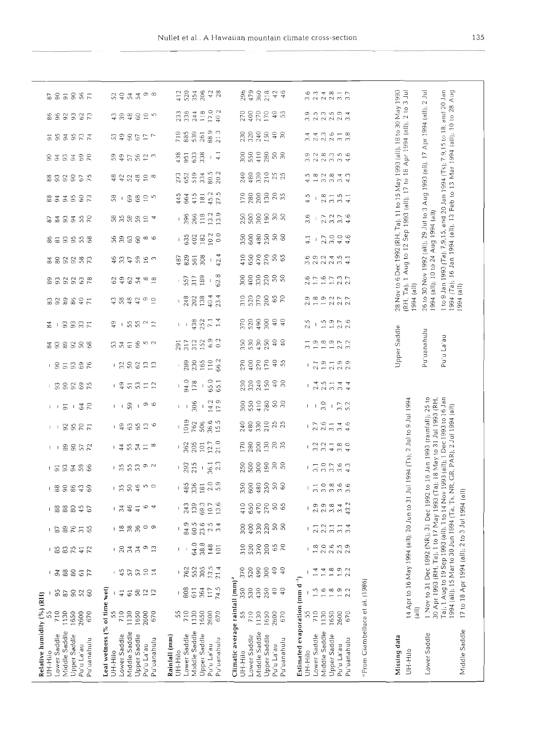| | | | | | | | | | | | | | | | | | | | | | | | | | | |
|---|---|---|---|---|---|---|---|---|---|---|---|---|---|---|---|---|---|---|---|---|---|---|---|---|---|---|
| **Relative humidity (%) (RH)** | | | | | | | | | | | | | | | | | | | | | | | | | | |
| UH-Hilo | 55 | - | - | - | - | - | - | - | - | - | - | - | - | 84 | 84 | 83 | 89 | 84 | 86 | 87 | 88 | 88 | 90 | 91 | 86 | 87 |
| Lower Saddle | 710 | 95 | 94 | 85 | 87 | 88 | 88 | 91 | - | - | - | 93 | 90 | 93 | - | 92 | 93 | 80 | 81 | 84 | 94 | 93 | 94 | 95 | 96 | 90 |
| Middle Saddle | 1130 | 87 | 88 | 83 | 89 | 88 | 90 | 93 | 89 | 92 | 91 | 90 | 91 | 89 | 93 | 89 | 92 | 92 | 93 | 93 | 94 | 92 | 93 | 94 | 92 | 91 |
| Upper Saddle | 1650 | 90 | 80 | 75 | 76 | 80 | 86 | 94 | 90 | 95 | - | 92 | 93 | 92 | 93 | 86 | 92 | 92 | 95 | 94 | 95 | 90 | 94 | 95 | 93 | 90 |
| Pu'u La'au | 2600 | 52 | 61 | 41 | 31 | 45 | 43 | 59 | 57 | 70 | 64 | 69 | 69 | 50 | 33 | 40 | 63 | 58 | 55 | 55 | 60 | 67 | 69 | 73 | 62 | 56 |
| Pu'uanahulu | 670 | 60 | 77 | 72 | 65 | 67 | 69 | 66 | 72 | 71 | 70 | 75 | 76 | 68 | 71 | 71 | 78 | 73 | 68 | 70 | 73 | 75 | 70 | 74 | 73 | 71 |
| **Leaf wetness (% of time wet)** | | | | | | | | | | | | | | | | | | | | | | | | | | |
| UH-Hilo | 55 | - | - | - | - | - | - | - | - | - | - | - | - | 53 | 49 | 43 | 62 | 46 | 56 | 58 | 58 | 48 | 59 | 53 | 43 | 52 |
| Lower Saddle | 710 | 41 | 45 | 20 | 18 | 34 | 35 | 35 | 44 | 49 | - | 49 | 32 | 54 | - | 58 | 49 | 33 | 39 | 35 | - | 42 | 49 | 49 | 39 | 40 |
| Middle Saddle | 1130 | 61 | 57 | 34 | 38 | 46 | 50 | 55 | 55 | 63 | 59 | 51 | 50 | 61 | 55 | 48 | 62 | 47 | 63 | 58 | 69 | 52 | 57 | 60 | 48 | 54 |
| Upper Saddle | 1650 | 58 | 57 | 34 | 36 | 41 | 46 | 53 | 54 | 65 | - | 53 | 62 | 66 | 55 | 42 | 54 | 59 | 60 | 59 | 68 | 48 | 56 | 67 | 60 | 54 |
| Pu'u La'au | 2600 | 12 | 10 | 9 | 0 | 6 | 5 | 9 | 11 | 13 | 9 | 11 | 13 | 5 | 2 | 9 | 8 | 16 | 8 | 10 | 10 | 10 | 12 | 17 | 10 | 9 |
| Pu'uanahulu | 670 | 12 | 14 | 13 | 9 | 4 | 0 | 2 | 8 | 6 | 6 | 12 | 13 | 2 | 11 | 10 | 18 | 3 | 6 | 4 | 5 | 8 | 3 | 7 | 5 | 8 |
| **Rainfall (mm)** | | | | | | | | | | | | | | | | | | | | | | | | | | |
| UH-Hilo | 55 | - | - | - | - | - | - | - | - | - | - | - | - | 291 | - | - | - | 487 | - | - | 445 | 273 | 438 | 719 | 233 | 412 |
| Lower Saddle | 710 | 808 | 762 | - | 84.9 | 243 | 485 | 293 | 362 | 1019 | - | 94.0 | 289 | 317 | - | 248 | 557 | 829 | 635 | 396 | 664 | 652 | 951 | 885 | 336 | 520 |
| Middle Saddle | 1130 | 611 | 552 | 64.0 | 60.5 | 139 | 336 | 215 | 205 | 762 | 306 | 178 | 230 | 312 | 438 | 202 | 317 | 561 | 402 | 266 | 415 | 519 | 633 | 539 | 244 | 354 |
| Upper Saddle | 1650 | 364 | 305 | 38.8 | 23.6 | 69.3 | 181 | - | 101 | 506 | - | - | 165 | 152 | 252 | 138 | 189 | 308 | 182 | 118 | 181 | 334 | 338 | 261 | 118 | 206 |
| Pu'u La'au | 2600 | 117 | 13.5 | 148 | 2.5 | 10.7 | 2.0 | 36.1 | 12.7 | 36.6 | 14.2 | 65.0 | 110 | 6.9 | 7.1 | 40.4 | - | - | 10.2 | 13.2 | 45.2 | 80.5 | - | 88.9 | 17.0 | 42 |
| Pu'uanahulu | 670 | 74.5 | 21.4 | 101 | 3.4 | 13.6 | 5.9 | 2.3 | 21.0 | 15.5 | 17.9 | 65.1 | 66.2 | 0.2 | 1.4 | 23.4 | 62.8 | 42.4 | 0.0 | 13.9 | 27.5 | 20.2 | 4.1 | 21.3 | 40.2 | 28 |
| **Climatic average rainfall (mm)[a]** | | | | | | | | | | | | | | | | | | | | | | | | | | |
| UH-Hilo | 55 | 350 | 370 | 310 | 300 | 410 | 350 | 250 | 170 | 240 | 300 | 230 | 270 | 350 | 370 | 310 | 300 | 410 | 350 | 250 | 170 | 240 | 300 | 230 | 270 | 296 |
| Lower Saddle | 710 | 530 | 520 | 520 | 400 | 650 | 600 | 500 | 280 | 480 | 550 | 320 | 400 | 530 | 520 | 520 | 400 | 650 | 600 | 500 | 280 | 480 | 550 | 320 | 400 | 479 |
| Middle Saddle | 1130 | 430 | 490 | 370 | 330 | 470 | 480 | 300 | 200 | 330 | 410 | 240 | 270 | 430 | 490 | 370 | 330 | 470 | 480 | 300 | 200 | 330 | 410 | 240 | 270 | 360 |
| Upper Saddle | 1650 | 250 | 300 | 200 | 220 | 270 | 250 | 190 | 130 | 210 | 280 | 150 | 170 | 250 | 300 | 200 | 220 | 270 | 250 | 190 | 130 | 210 | 280 | 150 | 170 | 218 |
| Pu'u La'au | 2600 | 40 | 40 | 65 | 50 | 50 | 50 | 30 | 20 | 25 | 50 | 40 | 40 | 40 | 40 | 65 | 50 | 50 | 50 | 30 | 20 | 25 | 50 | 40 | 40 | 42 |
| Pu'uanahulu | 670 | 40 | 40 | 70 | 50 | 65 | 60 | 50 | 35 | 25 | 30 | 30 | 55 | 40 | 40 | 70 | 50 | 65 | 60 | 50 | 35 | 25 | 30 | 30 | 55 | 46 |
| **Estimated evaporation (mm d$^{-1}$)** | | | | | | | | | | | | | | | | | | | | | | | | | | |
| UH-Hilo | 55 | - | - | - | - | - | - | - | - | - | - | - | - | 3.1 | 2.5 | 2.9 | 2.6 | 3.6 | 4.1 | 3.6 | 4.5 | 4.5 | 3.9 | 3.4 | 3.9 | 3.6 |
| Lower Saddle | 710 | 1.5 | 1.4 | 1.8 | 2.1 | 2.9 | 3.1 | 3.1 | 3.2 | 2.7 | - | 2.4 | 2.1 | 1.9 | - | 1.8 | 1.7 | 2.9 | - | - | - | 1.8 | 2.2 | 2.4 | 2.5 | 2.3 |
| Middle Saddle | 1130 | 1.6 | 1.4 | 2.0 | 2.2 | 2.9 | 3.0 | 3.0 | 3.2 | 2.6 | 3.0 | 2.5 | 1.9 | 1.8 | 1.5 | 1.9 | 1.6 | 2.2 | 2.7 | 2.7 | 2.8 | 3.2 | 2.8 | 2.3 | 2.3 | 2.4 |
| Upper Saddle | 1650 | 1.8 | 1.8 | 2.6 | 3.1 | 3.8 | 3.8 | 3.7 | 4.1 | 3.1 | - | 3.1 | 2.1 | 1.9 | 1.9 | 2.2 | 1.7 | 2.4 | 3.0 | 3.2 | 3.1 | 3.8 | 3.3 | 2.6 | 2.5 | 2.8 |
| Pu'u La'au | 2600 | 1.9 | 1.9 | 2.5 | 3.1 | 3.4 | 3.6 | 3.6 | 3.8 | 3.4 | 3.7 | 3.4 | 2.9 | 2.7 | 2.7 | 2.7 | 2.3 | 3.5 | 4.0 | 3.7 | 3.5 | 3.4 | 3.5 | 3.1 | 2.9 | 3.1 |
| Pu'uanahulu | 670 | 2.2 | 2.2 | 2.9 | 3.4 | 43.2 | 3.6 | 4.3 | 4.0 | 4.6 | 5.2 | 4.4 | 2.9 | 3.2 | 2.6 | 2.7 | 2.7 | 4.1 | 4.6 | 4.6 | 4.1 | 4.3 | 4.6 | 3.8 | 3.4 | 3.7 |

[a] From Giambelluca et al. (1986)

**Missing data**

| Station | Missing data |
|---|---|
| UH-Hilo | 14 Apr to 16 May 1994 (all); 20 Jun to 31 Jul 1994 (Ts); 2 Jul to 9 Jul 1994 (all) |
| Lower Saddle | 1 Nov to 31 Dec 1992 (NR); 31 Dec 1992 to 16 Jan 1993 (rainfall); 25 to 30 Apr 1993 (RH, Ta); 1 to 17 May 1993 (Ta); 18 May to 31 Jul 1993 (RH, Ta); 1 Aug to 19 Sep 1993 (all); 1 to 14 Nov 1993 (all); 1 Dec 1993 to 16 Jan 1994 (all); 15 Mar to 30 Jun 1994 (Ta, Ts, NR, GR, PAR); 2 Jul 1994 (all) |
| Middle Saddle | 17 to 18 Apr 1994 (all); 2 to 3 Jul 1994 (all) |
| Upper Saddle | 28 Nov to 6 Dec 1992 (RH, Ta); 11 to 15 May 1993 (all); 18 to 30 May 1993 (RH, Ta); 1 Aug to 12 Sep 1993 (all); 17 to 18 Apr 1994 (all); 2 to 3 Jul 1994 (all) |
| Pu'uanahulu | 26 to 30 Nov 1992 (all); 29 Jul to 3 Aug 1993 (all); 17 Apr 1994 (all); 2 Jul 1994 (all); 10 to 24 Aug 1994 (all) |
| Pu'u La'au | 1 to 9 Jan 1993 (Ta); 7,9,15, and 20 Jan 1994 (Ts); 7,9,15 to 18, and 20 Jan 1994 (Ta); 16 Jan 1994 (all); 13 Feb to 13 Mar 1994 (all); 10 to 28 Aug 1994 (all) |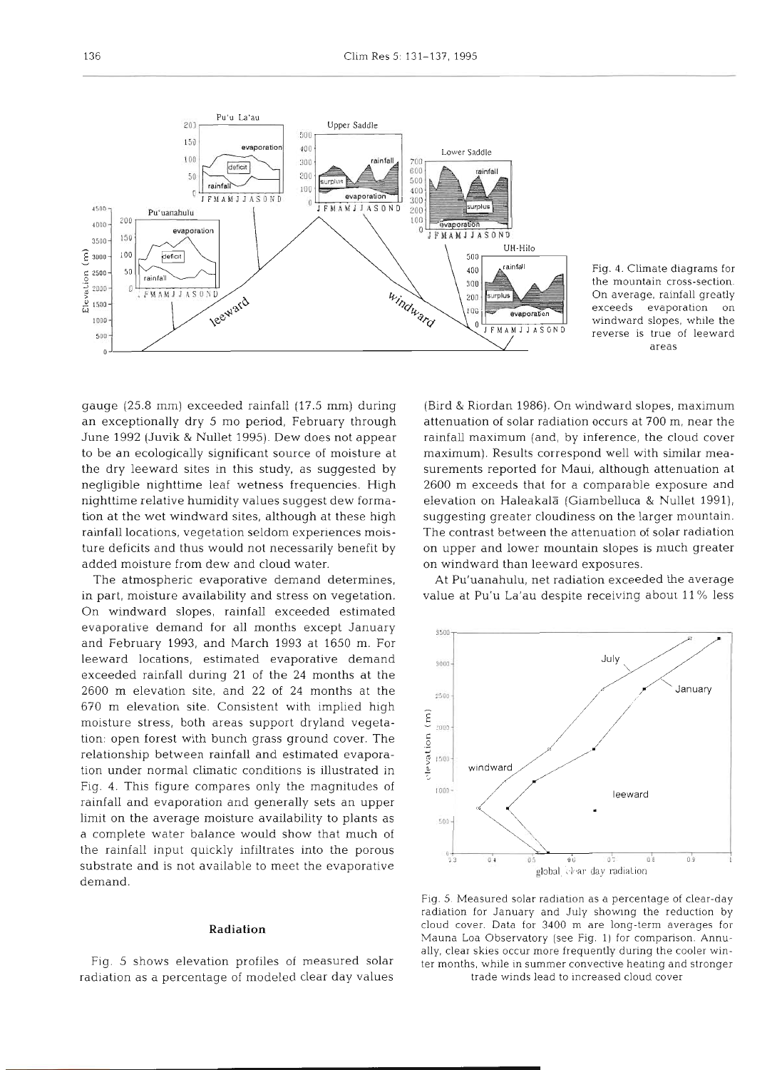Fig. 4. Climate diagrams for the mountain cross-section. On average, rainfall greatly exceeds evaporation on windward slopes, while the reverse is true of leeward areas

gauge (25.8 mm) exceeded rainfall (17.5 mm) during an exceptionally dry 5 mo period, February through June 1992 (Juvik & Nullet 1995). Dew does not appear to be an ecologically significant source of moisture at the dry leeward sites in this study, as suggested by negligible nighttime leaf wetness frequencies. High nighttime relative humidity values suggest dew formation at the wet windward sites, although at these high rainfall locations, vegetation seldom experiences moisture deficits and thus would not necessarily benefit by added moisture from dew and cloud water.

The atmospheric evaporative demand determines, in part, moisture availability and stress on vegetation. On windward slopes, rainfall exceeded estimated evaporative demand for all months except January and February 1993, and March 1993 at 1650 m. For leeward locations, estimated evaporative demand exceeded rainfall during 21 of the 24 months at the 2600 m elevation site, and 22 of 24 months at the 670 m elevation site. Consistent with implied high moisture stress, both areas support dryland vegetation: open forest with bunch grass ground cover. The relationship between rainfall and estimated evaporation under normal climatic conditions is illustrated in Fig. 4. This figure compares only the magnitudes of rainfall and evaporation and generally sets an upper limit on the average moisture availability to plants as a complete water balance would show that much of the rainfall input quickly infiltrates into the porous substrate and is not available to meet the evaporative demand.

## Radiation

Fig. 5 shows elevation profiles of measured solar radiation as a percentage of modeled clear day values (Bird & Riordan 1986). On windward slopes, maximum attenuation of solar radiation occurs at 700 m, near the rainfall maximum (and, by inference, the cloud cover maximum). Results correspond well with similar measurements reported for Maui, although attenuation at 2600 m exceeds that for a comparable exposure and elevation on Haleakalā (Giambelluca & Nullet 1991), suggesting greater cloudiness on the larger mountain. The contrast between the attenuation of solar radiation on upper and lower mountain slopes is much greater on windward than leeward exposures.

At Pu'uanahulu, net radiation exceeded the average value at Pu'u La'au despite receiving about 11% less

Fig. 5. Measured solar radiation as a percentage of clear-day radiation for January and July showing the reduction by cloud cover. Data for 3400 m are long-term averages for Mauna Loa Observatory (see Fig. 1) for comparison. Annually, clear skies occur more frequently during the cooler winter months, while in summer convective heating and stronger trade winds lead to increased cloud cover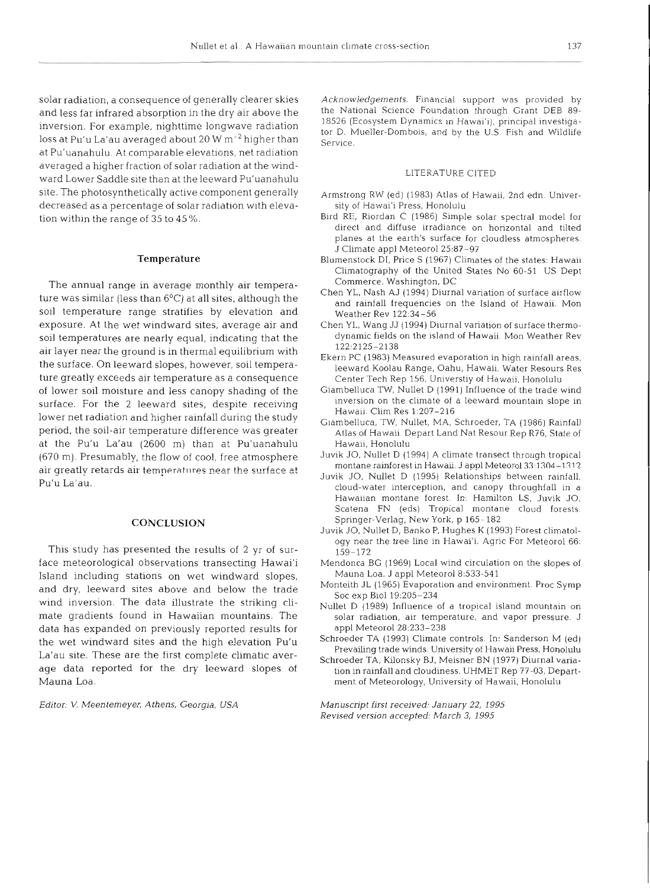solar radiation, a consequence of generally clearer skies and less far infrared absorption in the dry air above the inversion. For example, nighttime longwave radiation loss at Pu'u La'au averaged about 20 W $m^{-2}$ higher than at Pu'uanahulu. At comparable elevations, net radiation averaged a higher fraction of solar radiation at the windward Lower Saddle site than at the leeward Pu'uanahulu site. The photosynthetically active component generally decreased as a percentage of solar radiation with elevation within the range of 35 to 45%.

## Temperature

The annual range in average monthly air temperature was similar (less than 6°C) at all sites, although the soil temperature range stratifies by elevation and exposure. At the wet windward sites, average air and soil temperatures are nearly equal, indicating that the air layer near the ground is in thermal equilibrium with the surface. On leeward slopes, however, soil temperature greatly exceeds air temperature as a consequence of lower soil moisture and less canopy shading of the surface. For the 2 leeward sites, despite receiving lower net radiation and higher rainfall during the study period, the soil-air temperature difference was greater at the Pu'u La'au (2600 m) than at Pu'uanahulu (670 m). Presumably, the flow of cool, free atmosphere air greatly retards air temperatures near the surface at Pu'u La'au.

## CONCLUSION

This study has presented the results of 2 yr of surface meteorological observations transecting Hawai'i Island including stations on wet windward slopes, and dry, leeward sites above and below the trade wind inversion. The data illustrate the striking climate gradients found in Hawaiian mountains. The data has expanded on previously reported results for the wet windward sites and the high elevation Pu'u La'au site. These are the first complete climatic average data reported for the dry leeward slopes of Mauna Loa.

*Editor: V. Meentemeyer, Athens, Georgia, USA*

*Acknowledgements.* Financial support was provided by the National Science Foundation through Grant DEB 89-18526 (Ecosystem Dynamics in Hawai'i), principal investigator D. Mueller-Dombois, and by the U.S. Fish and Wildlife Service.

## LITERATURE CITED

Armstrong RW (ed) (1983) Atlas of Hawaii, 2nd edn. University of Hawai'i Press, Honolulu

Bird RE, Riordan C (1986) Simple solar spectral model for direct and diffuse irradiance on horizontal and tilted planes at the earth's surface for cloudless atmospheres. J Climate appl Meteorol 25:87–97

Blumenstock DI, Price S (1967) Climates of the states: Hawaii Climatography of the United States No 60-51. US Dept Commerce, Washington, DC

Chen YL, Nash AJ (1994) Diurnal variation of surface airflow and rainfall frequencies on the Island of Hawaii. Mon Weather Rev 122:34–56

Chen YL, Wang JJ (1994) Diurnal variation of surface thermodynamic fields on the island of Hawaii. Mon Weather Rev 122:2125–2138

Ekern PC (1983) Measured evaporation in high rainfall areas, leeward Koolau Range, Oahu, Hawaii. Water Resours Res Center Tech Rep 156, Universtiy of Hawaii, Honolulu

Giambelluca TW, Nullet D (1991) Influence of the trade wind inversion on the climate of a leeward mountain slope in Hawaii. Clim Res 1:207–216

Giambelluca, TW, Nullet, MA, Schroeder, TA (1986) Rainfall Atlas of Hawaii. Depart Land Nat Resour Rep R76, State of Hawaii, Honolulu

Juvik JO, Nullet D (1994) A climate transect through tropical montane rainforest in Hawaii. J appl Meteorol 33:1304–1312

Juvik JO, Nullet D (1995) Relationships between rainfall, cloud-water interception, and canopy throughfall in a Hawaiian montane forest. In: Hamilton LS, Juvik JO, Scatena FN (eds) Tropical montane cloud forests. Springer-Verlag, New York, p 165–182

Juvik JO, Nullet D, Banko P, Hughes K (1993) Forest climatology near the tree line in Hawai'i. Agric For Meteorol 66: 159–172

Mendonca BG (1969) Local wind circulation on the slopes of Mauna Loa. J appl Meteorol 8:533-541

Monteith JL (1965) Evaporation and environment. Proc Symp Soc exp Biol 19:205–234

Nullet D (1989) Influence of a tropical island mountain on solar radiation, air temperature, and vapor pressure. J appl Meteorol 28:233–238

Schroeder TA (1993) Climate controls. In: Sanderson M (ed) Prevailing trade winds. University of Hawaii Press, Honolulu

Schroeder TA, Kilonsky BJ, Meisner BN (1977) Diurnal variation in rainfall and cloudiness. UHMET Rep 77-03, Department of Meteorology, University of Hawaii, Honolulu

*Manuscript first received: January 22, 1995*
*Revised version accepted: March 3, 1995*